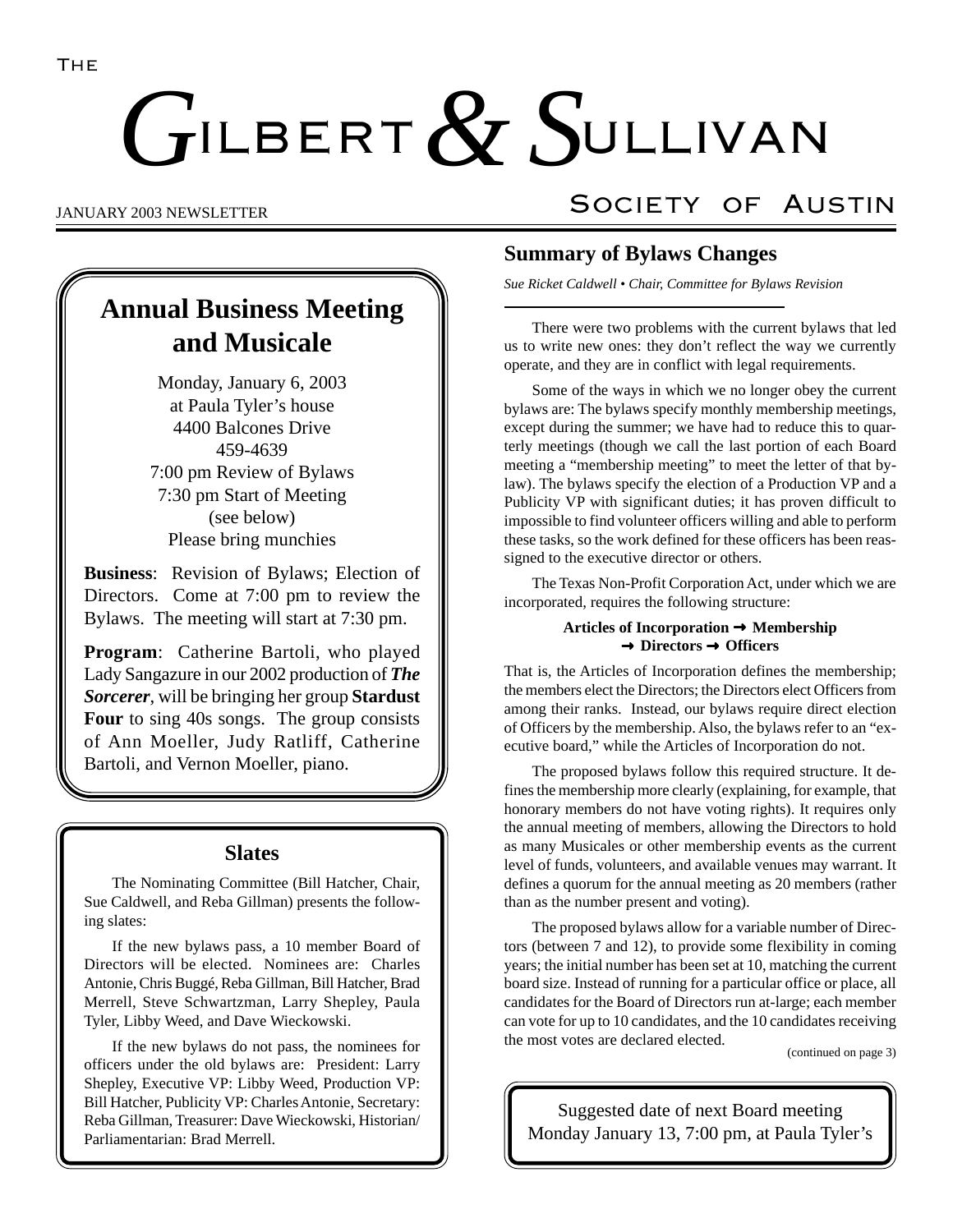# The Gilbert & Sullivan Society of Austin

JANUARY 2003 NEWSLETTER

## Annual Business Meeting and Musicale

Monday, January 6, 2003
at Paula Tyler's house
4400 Balcones Drive
459-4639
7:00 pm Review of Bylaws
7:30 pm Start of Meeting
(see below)
Please bring munchies

**Business**: Revision of Bylaws; Election of Directors. Come at 7:00 pm to review the Bylaws. The meeting will start at 7:30 pm.

**Program**: Catherine Bartoli, who played Lady Sangazure in our 2002 production of ***The Sorcerer***, will be bringing her group **Stardust Four** to sing 40s songs. The group consists of Ann Moeller, Judy Ratliff, Catherine Bartoli, and Vernon Moeller, piano.

## Slates

The Nominating Committee (Bill Hatcher, Chair, Sue Caldwell, and Reba Gillman) presents the following slates:

If the new bylaws pass, a 10 member Board of Directors will be elected. Nominees are: Charles Antonie, Chris Buggé, Reba Gillman, Bill Hatcher, Brad Merrell, Steve Schwartzman, Larry Shepley, Paula Tyler, Libby Weed, and Dave Wieckowski.

If the new bylaws do not pass, the nominees for officers under the old bylaws are: President: Larry Shepley, Executive VP: Libby Weed, Production VP: Bill Hatcher, Publicity VP: Charles Antonie, Secretary: Reba Gillman, Treasurer: Dave Wieckowski, Historian/Parliamentarian: Brad Merrell.

## Summary of Bylaws Changes

*Sue Ricket Caldwell • Chair, Committee for Bylaws Revision*

There were two problems with the current bylaws that led us to write new ones: they don't reflect the way we currently operate, and they are in conflict with legal requirements.

Some of the ways in which we no longer obey the current bylaws are: The bylaws specify monthly membership meetings, except during the summer; we have had to reduce this to quarterly meetings (though we call the last portion of each Board meeting a "membership meeting" to meet the letter of that bylaw). The bylaws specify the election of a Production VP and a Publicity VP with significant duties; it has proven difficult to impossible to find volunteer officers willing and able to perform these tasks, so the work defined for these officers has been reassigned to the executive director or others.

The Texas Non-Profit Corporation Act, under which we are incorporated, requires the following structure:

**Articles of Incorporation ➞ Membership ➞ Directors ➞ Officers**

That is, the Articles of Incorporation defines the membership; the members elect the Directors; the Directors elect Officers from among their ranks. Instead, our bylaws require direct election of Officers by the membership. Also, the bylaws refer to an "executive board," while the Articles of Incorporation do not.

The proposed bylaws follow this required structure. It defines the membership more clearly (explaining, for example, that honorary members do not have voting rights). It requires only the annual meeting of members, allowing the Directors to hold as many Musicales or other membership events as the current level of funds, volunteers, and available venues may warrant. It defines a quorum for the annual meeting as 20 members (rather than as the number present and voting).

The proposed bylaws allow for a variable number of Directors (between 7 and 12), to provide some flexibility in coming years; the initial number has been set at 10, matching the current board size. Instead of running for a particular office or place, all candidates for the Board of Directors run at-large; each member can vote for up to 10 candidates, and the 10 candidates receiving the most votes are declared elected.

(continued on page 3)

Suggested date of next Board meeting
Monday January 13, 7:00 pm, at Paula Tyler's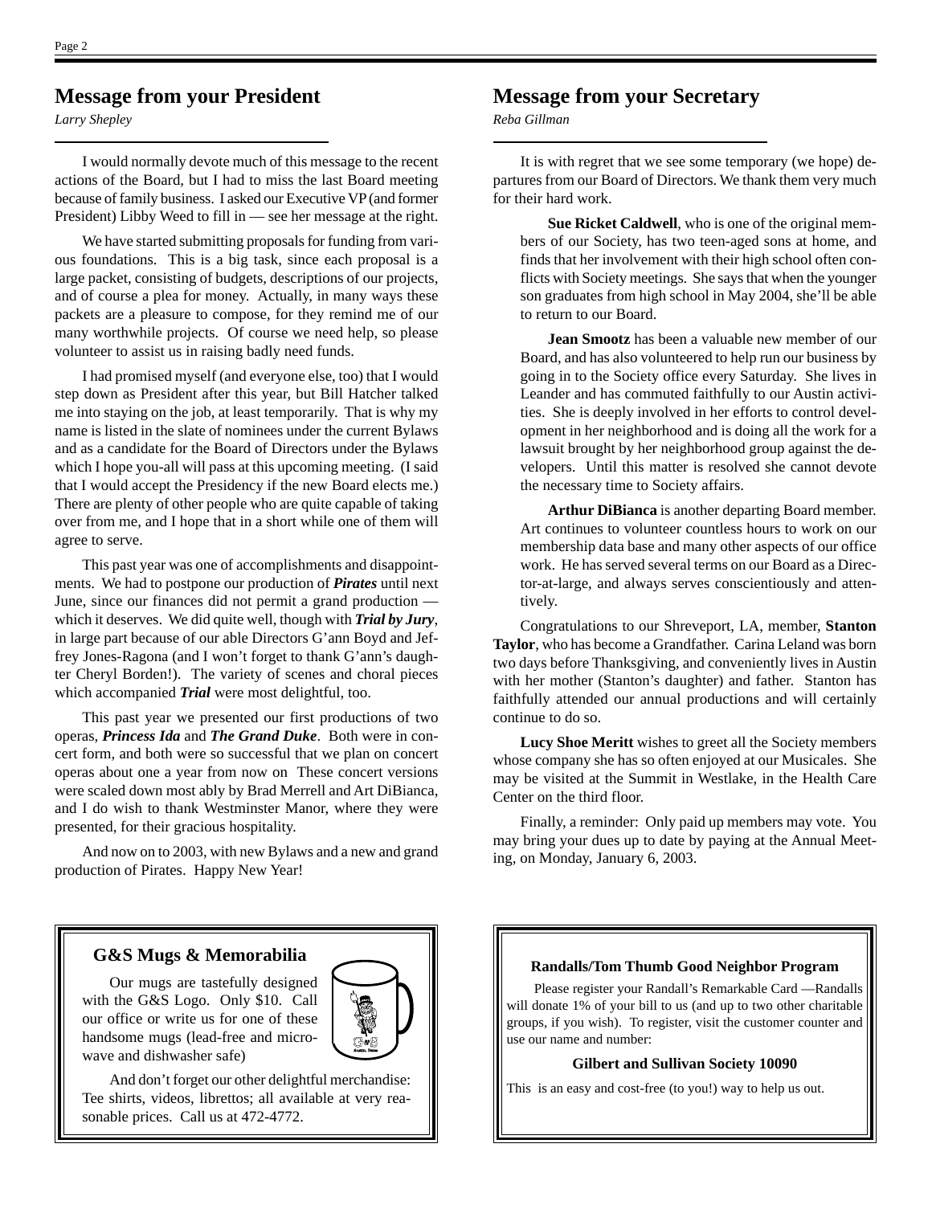## Message from your President

*Larry Shepley*

I would normally devote much of this message to the recent actions of the Board, but I had to miss the last Board meeting because of family business. I asked our Executive VP (and former President) Libby Weed to fill in — see her message at the right.

We have started submitting proposals for funding from various foundations. This is a big task, since each proposal is a large packet, consisting of budgets, descriptions of our projects, and of course a plea for money. Actually, in many ways these packets are a pleasure to compose, for they remind me of our many worthwhile projects. Of course we need help, so please volunteer to assist us in raising badly need funds.

I had promised myself (and everyone else, too) that I would step down as President after this year, but Bill Hatcher talked me into staying on the job, at least temporarily. That is why my name is listed in the slate of nominees under the current Bylaws and as a candidate for the Board of Directors under the Bylaws which I hope you-all will pass at this upcoming meeting. (I said that I would accept the Presidency if the new Board elects me.) There are plenty of other people who are quite capable of taking over from me, and I hope that in a short while one of them will agree to serve.

This past year was one of accomplishments and disappointments. We had to postpone our production of ***Pirates*** until next June, since our finances did not permit a grand production — which it deserves. We did quite well, though with ***Trial by Jury***, in large part because of our able Directors G'ann Boyd and Jeffrey Jones-Ragona (and I won't forget to thank G'ann's daughter Cheryl Borden!). The variety of scenes and choral pieces which accompanied ***Trial*** were most delightful, too.

This past year we presented our first productions of two operas, ***Princess Ida*** and ***The Grand Duke***. Both were in concert form, and both were so successful that we plan on concert operas about one a year from now on These concert versions were scaled down most ably by Brad Merrell and Art DiBianca, and I do wish to thank Westminster Manor, where they were presented, for their gracious hospitality.

And now on to 2003, with new Bylaws and a new and grand production of Pirates. Happy New Year!

## Message from your Secretary

*Reba Gillman*

It is with regret that we see some temporary (we hope) departures from our Board of Directors. We thank them very much for their hard work.

**Sue Ricket Caldwell**, who is one of the original members of our Society, has two teen-aged sons at home, and finds that her involvement with their high school often conflicts with Society meetings. She says that when the younger son graduates from high school in May 2004, she'll be able to return to our Board.

**Jean Smootz** has been a valuable new member of our Board, and has also volunteered to help run our business by going in to the Society office every Saturday. She lives in Leander and has commuted faithfully to our Austin activities. She is deeply involved in her efforts to control development in her neighborhood and is doing all the work for a lawsuit brought by her neighborhood group against the developers. Until this matter is resolved she cannot devote the necessary time to Society affairs.

**Arthur DiBianca** is another departing Board member. Art continues to volunteer countless hours to work on our membership data base and many other aspects of our office work. He has served several terms on our Board as a Director-at-large, and always serves conscientiously and attentively.

Congratulations to our Shreveport, LA, member, **Stanton Taylor**, who has become a Grandfather. Carina Leland was born two days before Thanksgiving, and conveniently lives in Austin with her mother (Stanton's daughter) and father. Stanton has faithfully attended our annual productions and will certainly continue to do so.

**Lucy Shoe Meritt** wishes to greet all the Society members whose company she has so often enjoyed at our Musicales. She may be visited at the Summit in Westlake, in the Health Care Center on the third floor.

Finally, a reminder: Only paid up members may vote. You may bring your dues up to date by paying at the Annual Meeting, on Monday, January 6, 2003.

### G&S Mugs & Memorabilia

Our mugs are tastefully designed with the G&S Logo. Only $10. Call our office or write us for one of these handsome mugs (lead-free and microwave and dishwasher safe)

And don't forget our other delightful merchandise: Tee shirts, videos, librettos; all available at very reasonable prices. Call us at 472-4772.

### Randalls/Tom Thumb Good Neighbor Program

Please register your Randall's Remarkable Card —Randalls will donate 1% of your bill to us (and up to two other charitable groups, if you wish). To register, visit the customer counter and use our name and number:

**Gilbert and Sullivan Society 10090**

This is an easy and cost-free (to you!) way to help us out.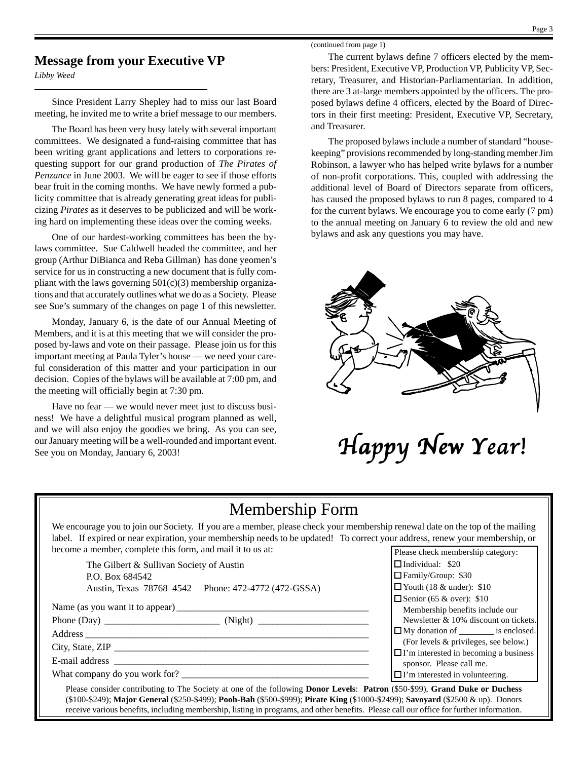## Message from your Executive VP

*Libby Weed*

Since President Larry Shepley had to miss our last Board meeting, he invited me to write a brief message to our members.

The Board has been very busy lately with several important committees. We designated a fund-raising committee that has been writing grant applications and letters to corporations requesting support for our grand production of *The Pirates of Penzance* in June 2003. We will be eager to see if those efforts bear fruit in the coming months. We have newly formed a publicity committee that is already generating great ideas for publicizing *Pirates* as it deserves to be publicized and will be working hard on implementing these ideas over the coming weeks.

One of our hardest-working committees has been the bylaws committee. Sue Caldwell headed the committee, and her group (Arthur DiBianca and Reba Gillman) has done yeomen's service for us in constructing a new document that is fully compliant with the laws governing 501(c)(3) membership organizations and that accurately outlines what we do as a Society. Please see Sue's summary of the changes on page 1 of this newsletter.

Monday, January 6, is the date of our Annual Meeting of Members, and it is at this meeting that we will consider the proposed by-laws and vote on their passage. Please join us for this important meeting at Paula Tyler's house — we need your careful consideration of this matter and your participation in our decision. Copies of the bylaws will be available at 7:00 pm, and the meeting will officially begin at 7:30 pm.

Have no fear — we would never meet just to discuss business! We have a delightful musical program planned as well, and we will also enjoy the goodies we bring. As you can see, our January meeting will be a well-rounded and important event. See you on Monday, January 6, 2003!

(continued from page 1)

The current bylaws define 7 officers elected by the members: President, Executive VP, Production VP, Publicity VP, Secretary, Treasurer, and Historian-Parliamentarian. In addition, there are 3 at-large members appointed by the officers. The proposed bylaws define 4 officers, elected by the Board of Directors in their first meeting: President, Executive VP, Secretary, and Treasurer.

The proposed bylaws include a number of standard "housekeeping" provisions recommended by long-standing member Jim Robinson, a lawyer who has helped write bylaws for a number of non-profit corporations. This, coupled with addressing the additional level of Board of Directors separate from officers, has caused the proposed bylaws to run 8 pages, compared to 4 for the current bylaws. We encourage you to come early (7 pm) to the annual meeting on January 6 to review the old and new bylaws and ask any questions you may have.

*Happy New Year!*

## Membership Form

We encourage you to join our Society. If you are a member, please check your membership renewal date on the top of the mailing label. If expired or near expiration, your membership needs to be updated! To correct your address, renew your membership, or become a member, complete this form, and mail it to us at:

The Gilbert & Sullivan Society of Austin
P.O. Box 684542
Austin, Texas 78768–4542 Phone: 472-4772 (472-GSSA)

Name (as you want it to appear) ______________________________

Phone (Day) ____________________ (Night) ____________________

Address ______________________________

City, State, ZIP ______________________________

E-mail address ______________________________

What company do you work for? ______________________________

Please check membership category:

- ☐ Individual: $20
- ☐ Family/Group: $30
- ☐ Youth (18 & under): $10
- ☐ Senior (65 & over): $10

Membership benefits include our Newsletter & 10% discount on tickets.

- ☐ My donation of ________ is enclosed. (For levels & privileges, see below.)
- ☐ I'm interested in becoming a business sponsor. Please call me.
- ☐ I'm interested in volunteering.

Please consider contributing to The Society at one of the following **Donor Levels**: **Patron** ($50-$99), **Grand Duke or Duchess** ($100-$249); **Major General** ($250-$499); **Pooh-Bah** ($500-$999); **Pirate King** ($1000-$2499); **Savoyard** ($2500 & up). Donors receive various benefits, including membership, listing in programs, and other benefits. Please call our office for further information.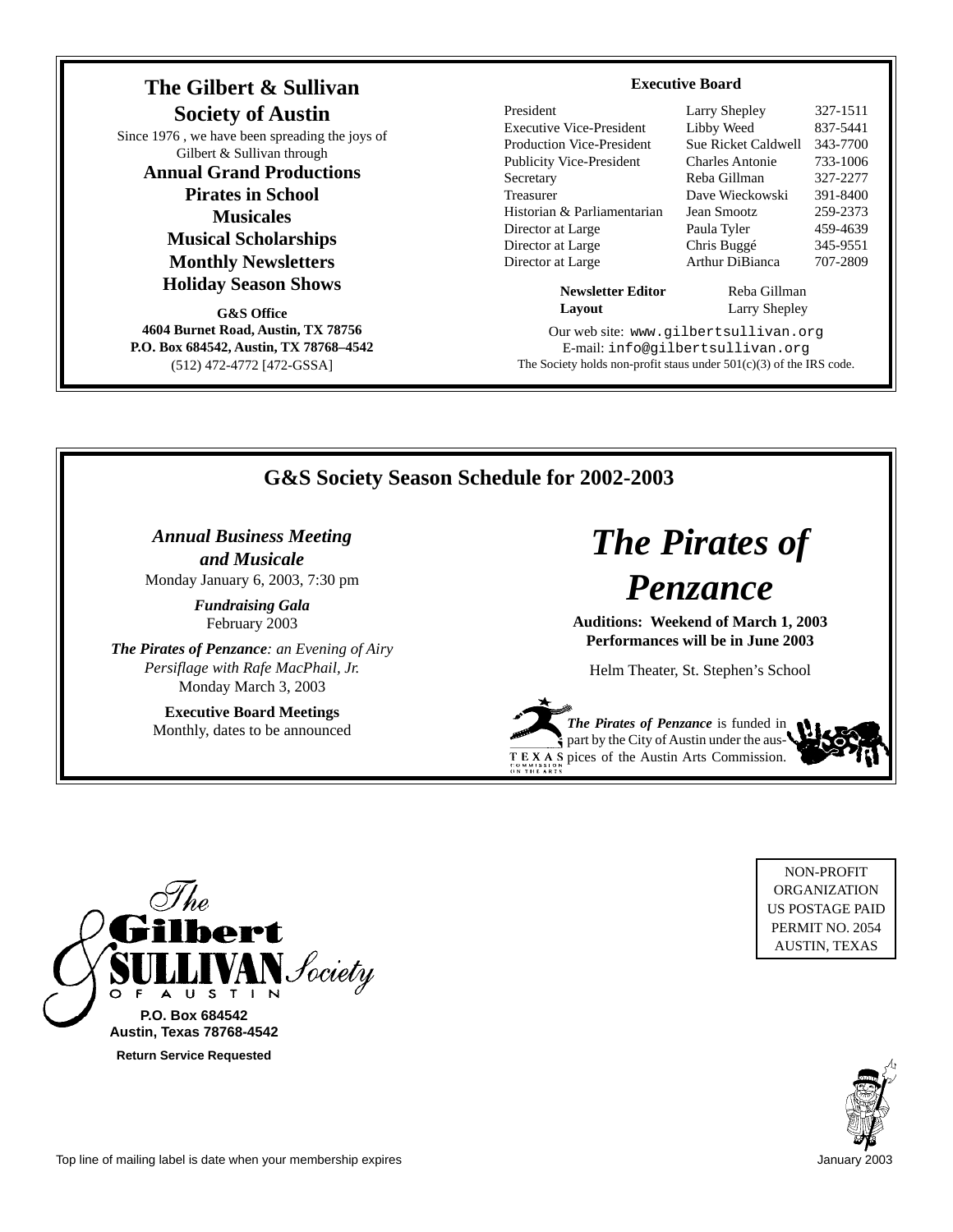## The Gilbert & Sullivan Society of Austin

Since 1976 , we have been spreading the joys of Gilbert & Sullivan through

**Annual Grand Productions**
**Pirates in School**
**Musicales**
**Musical Scholarships**
**Monthly Newsletters**
**Holiday Season Shows**

**G&S Office**
**4604 Burnet Road, Austin, TX 78756**
**P.O. Box 684542, Austin, TX 78768–4542**
(512) 472-4772 [472-GSSA]

### Executive Board

| | | |
|---|---|---|
| President | Larry Shepley | 327-1511 |
| Executive Vice-President | Libby Weed | 837-5441 |
| Production Vice-President | Sue Ricket Caldwell | 343-7700 |
| Publicity Vice-President | Charles Antonie | 733-1006 |
| Secretary | Reba Gillman | 327-2277 |
| Treasurer | Dave Wieckowski | 391-8400 |
| Historian & Parliamentarian | Jean Smootz | 259-2373 |
| Director at Large | Paula Tyler | 459-4639 |
| Director at Large | Chris Buggé | 345-9551 |
| Director at Large | Arthur DiBianca | 707-2809 |

**Newsletter Editor** Reba Gillman
**Layout** Larry Shepley

Our web site: www.gilbertsullivan.org
E-mail: info@gilbertsullivan.org
The Society holds non-profit staus under 501(c)(3) of the IRS code.

## G&S Society Season Schedule for 2002-2003

***Annual Business Meeting and Musicale***
Monday January 6, 2003, 7:30 pm

***Fundraising Gala***
February 2003

***The Pirates of Penzance**: an Evening of Airy Persiflage with Rafe MacPhail, Jr.*
Monday March 3, 2003

**Executive Board Meetings**
Monthly, dates to be announced

# *The Pirates of Penzance*

**Auditions: Weekend of March 1, 2003**
**Performances will be in June 2003**

Helm Theater, St. Stephen's School

TEXAS COMMISSION ON THE ARTS

***The Pirates of Penzance*** is funded in part by the City of Austin under the auspices of the Austin Arts Commission.

The Gilbert & Sullivan Society of Austin

**P.O. Box 684542**
**Austin, Texas 78768-4542**

**Return Service Requested**

NON-PROFIT ORGANIZATION
US POSTAGE PAID
PERMIT NO. 2054
AUSTIN, TEXAS

Top line of mailing label is date when your membership expires

January 2003